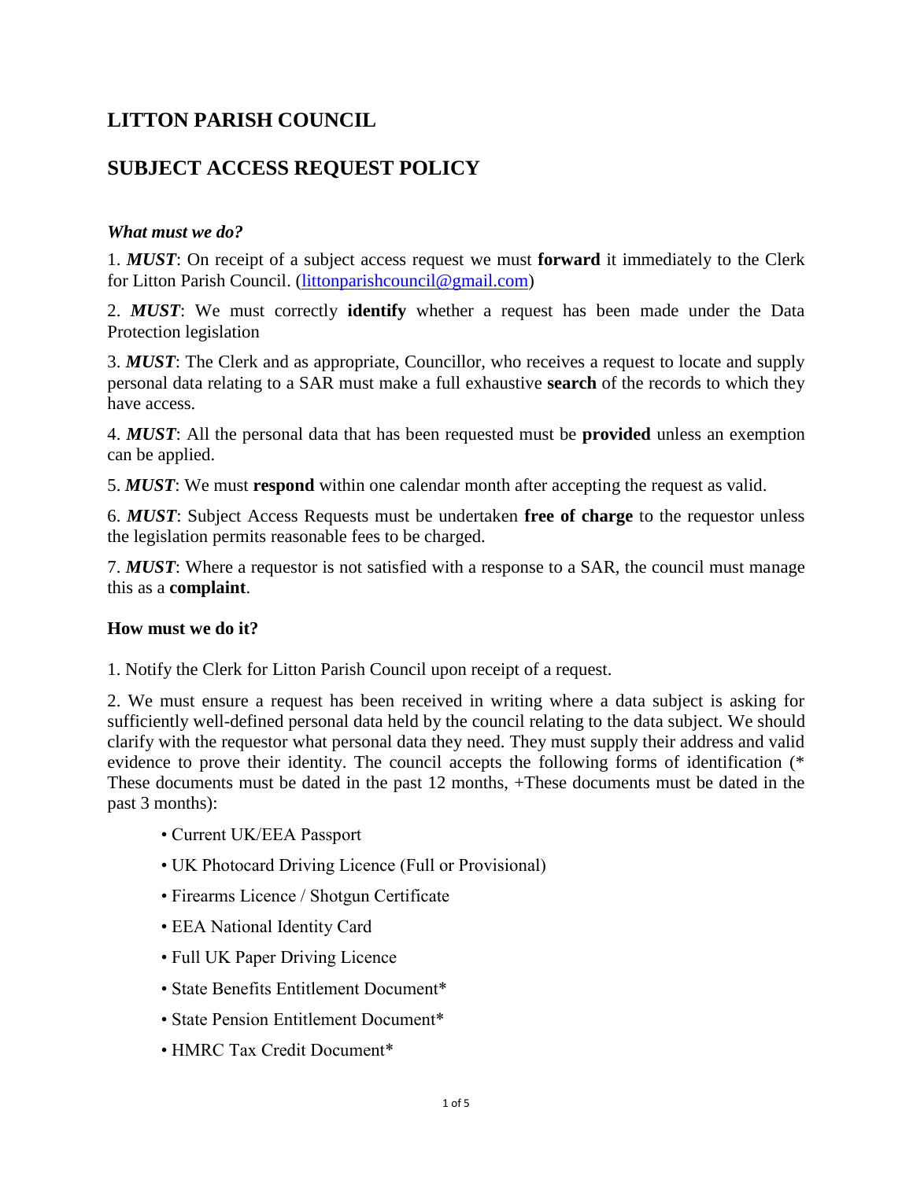# LITTON PARISH COUNCIL

# SUBJECT ACCESS REQUEST POLICY

### *What must we do?*

1. ***MUST***: On receipt of a subject access request we must **forward** it immediately to the Clerk for Litton Parish Council. ([littonparishcouncil@gmail.com](mailto:littonparishcouncil@gmail.com))

2. ***MUST***: We must correctly **identify** whether a request has been made under the Data Protection legislation

3. ***MUST***: The Clerk and as appropriate, Councillor, who receives a request to locate and supply personal data relating to a SAR must make a full exhaustive **search** of the records to which they have access.

4. ***MUST***: All the personal data that has been requested must be **provided** unless an exemption can be applied.

5. ***MUST***: We must **respond** within one calendar month after accepting the request as valid.

6. ***MUST***: Subject Access Requests must be undertaken **free of charge** to the requestor unless the legislation permits reasonable fees to be charged.

7. ***MUST***: Where a requestor is not satisfied with a response to a SAR, the council must manage this as a **complaint**.

### How must we do it?

1. Notify the Clerk for Litton Parish Council upon receipt of a request.

2. We must ensure a request has been received in writing where a data subject is asking for sufficiently well-defined personal data held by the council relating to the data subject. We should clarify with the requestor what personal data they need. They must supply their address and valid evidence to prove their identity. The council accepts the following forms of identification (* These documents must be dated in the past 12 months, +These documents must be dated in the past 3 months):

- Current UK/EEA Passport
- UK Photocard Driving Licence (Full or Provisional)
- Firearms Licence / Shotgun Certificate
- EEA National Identity Card
- Full UK Paper Driving Licence
- State Benefits Entitlement Document*
- State Pension Entitlement Document*
- HMRC Tax Credit Document*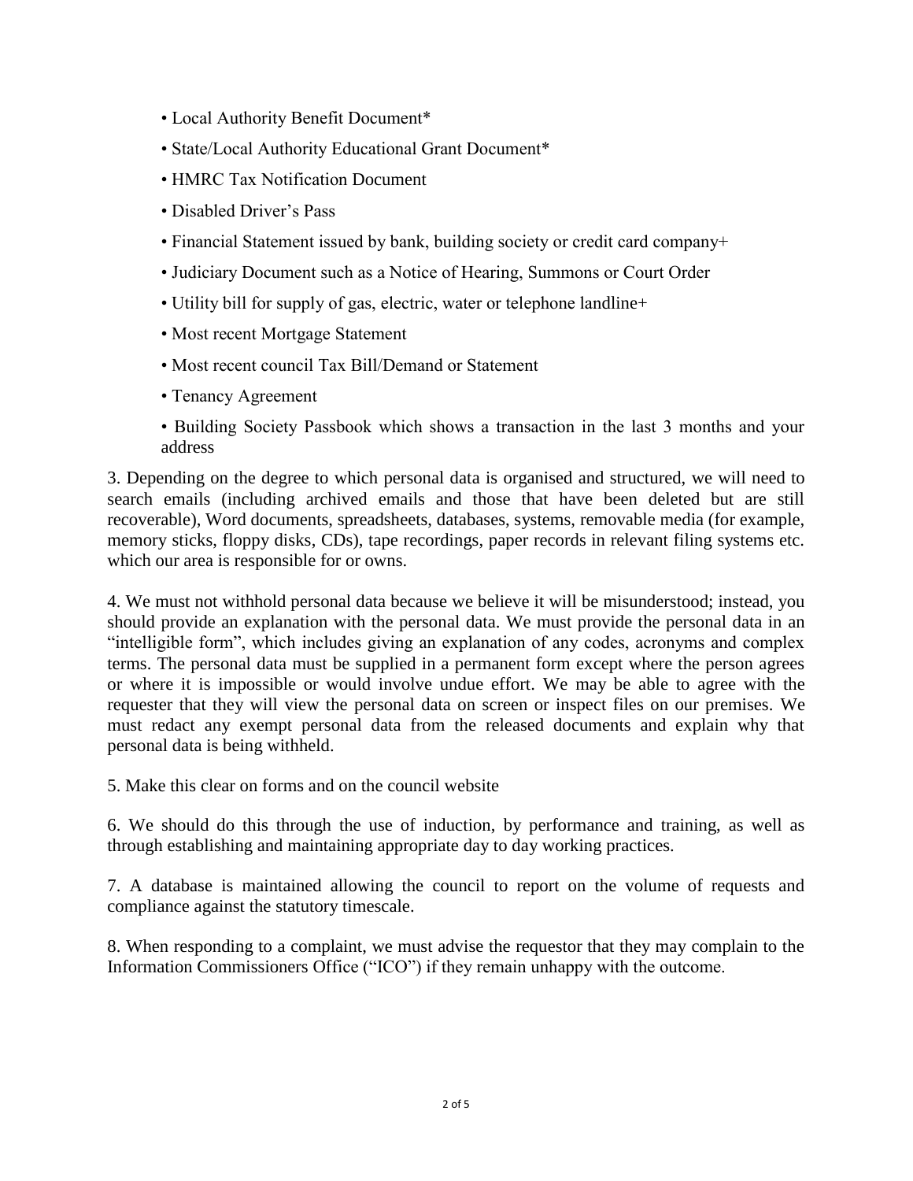- Local Authority Benefit Document*
- State/Local Authority Educational Grant Document*
- HMRC Tax Notification Document
- Disabled Driver's Pass
- Financial Statement issued by bank, building society or credit card company+
- Judiciary Document such as a Notice of Hearing, Summons or Court Order
- Utility bill for supply of gas, electric, water or telephone landline+
- Most recent Mortgage Statement
- Most recent council Tax Bill/Demand or Statement
- Tenancy Agreement
- Building Society Passbook which shows a transaction in the last 3 months and your address

3. Depending on the degree to which personal data is organised and structured, we will need to search emails (including archived emails and those that have been deleted but are still recoverable), Word documents, spreadsheets, databases, systems, removable media (for example, memory sticks, floppy disks, CDs), tape recordings, paper records in relevant filing systems etc. which our area is responsible for or owns.

4. We must not withhold personal data because we believe it will be misunderstood; instead, you should provide an explanation with the personal data. We must provide the personal data in an "intelligible form", which includes giving an explanation of any codes, acronyms and complex terms. The personal data must be supplied in a permanent form except where the person agrees or where it is impossible or would involve undue effort. We may be able to agree with the requester that they will view the personal data on screen or inspect files on our premises. We must redact any exempt personal data from the released documents and explain why that personal data is being withheld.

5. Make this clear on forms and on the council website

6. We should do this through the use of induction, by performance and training, as well as through establishing and maintaining appropriate day to day working practices.

7. A database is maintained allowing the council to report on the volume of requests and compliance against the statutory timescale.

8. When responding to a complaint, we must advise the requestor that they may complain to the Information Commissioners Office ("ICO") if they remain unhappy with the outcome.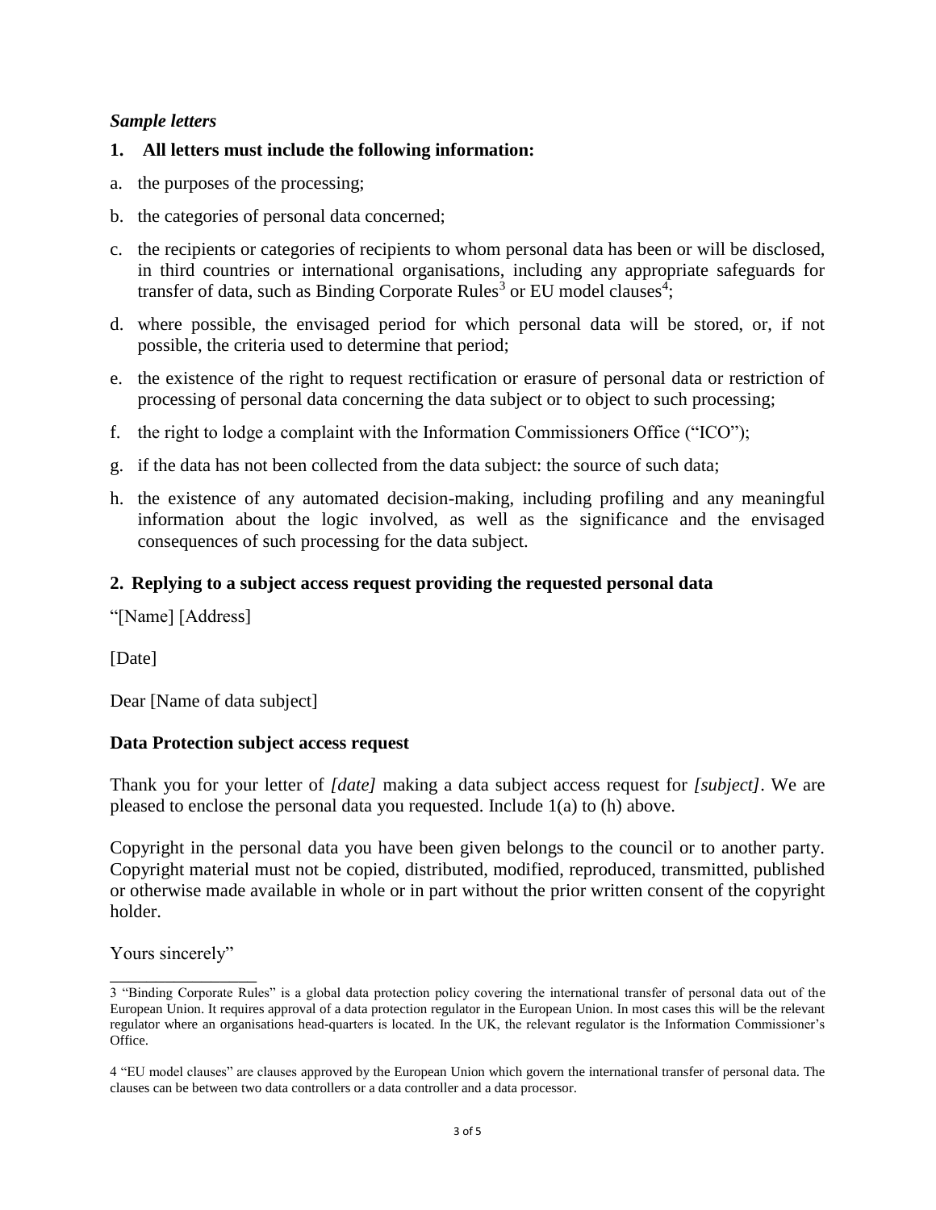*Sample letters*

**1. All letters must include the following information:**

a. the purposes of the processing;

b. the categories of personal data concerned;

c. the recipients or categories of recipients to whom personal data has been or will be disclosed, in third countries or international organisations, including any appropriate safeguards for transfer of data, such as Binding Corporate Rules[3] or EU model clauses[4];

d. where possible, the envisaged period for which personal data will be stored, or, if not possible, the criteria used to determine that period;

e. the existence of the right to request rectification or erasure of personal data or restriction of processing of personal data concerning the data subject or to object to such processing;

f. the right to lodge a complaint with the Information Commissioners Office ("ICO");

g. if the data has not been collected from the data subject: the source of such data;

h. the existence of any automated decision-making, including profiling and any meaningful information about the logic involved, as well as the significance and the envisaged consequences of such processing for the data subject.

**2. Replying to a subject access request providing the requested personal data**

"[Name] [Address]

[Date]

Dear [Name of data subject]

**Data Protection subject access request**

Thank you for your letter of *[date]* making a data subject access request for *[subject]*. We are pleased to enclose the personal data you requested. Include 1(a) to (h) above.

Copyright in the personal data you have been given belongs to the council or to another party. Copyright material must not be copied, distributed, modified, reproduced, transmitted, published or otherwise made available in whole or in part without the prior written consent of the copyright holder.

Yours sincerely"

---

3 "Binding Corporate Rules" is a global data protection policy covering the international transfer of personal data out of the European Union. It requires approval of a data protection regulator in the European Union. In most cases this will be the relevant regulator where an organisations head-quarters is located. In the UK, the relevant regulator is the Information Commissioner's Office.

4 "EU model clauses" are clauses approved by the European Union which govern the international transfer of personal data. The clauses can be between two data controllers or a data controller and a data processor.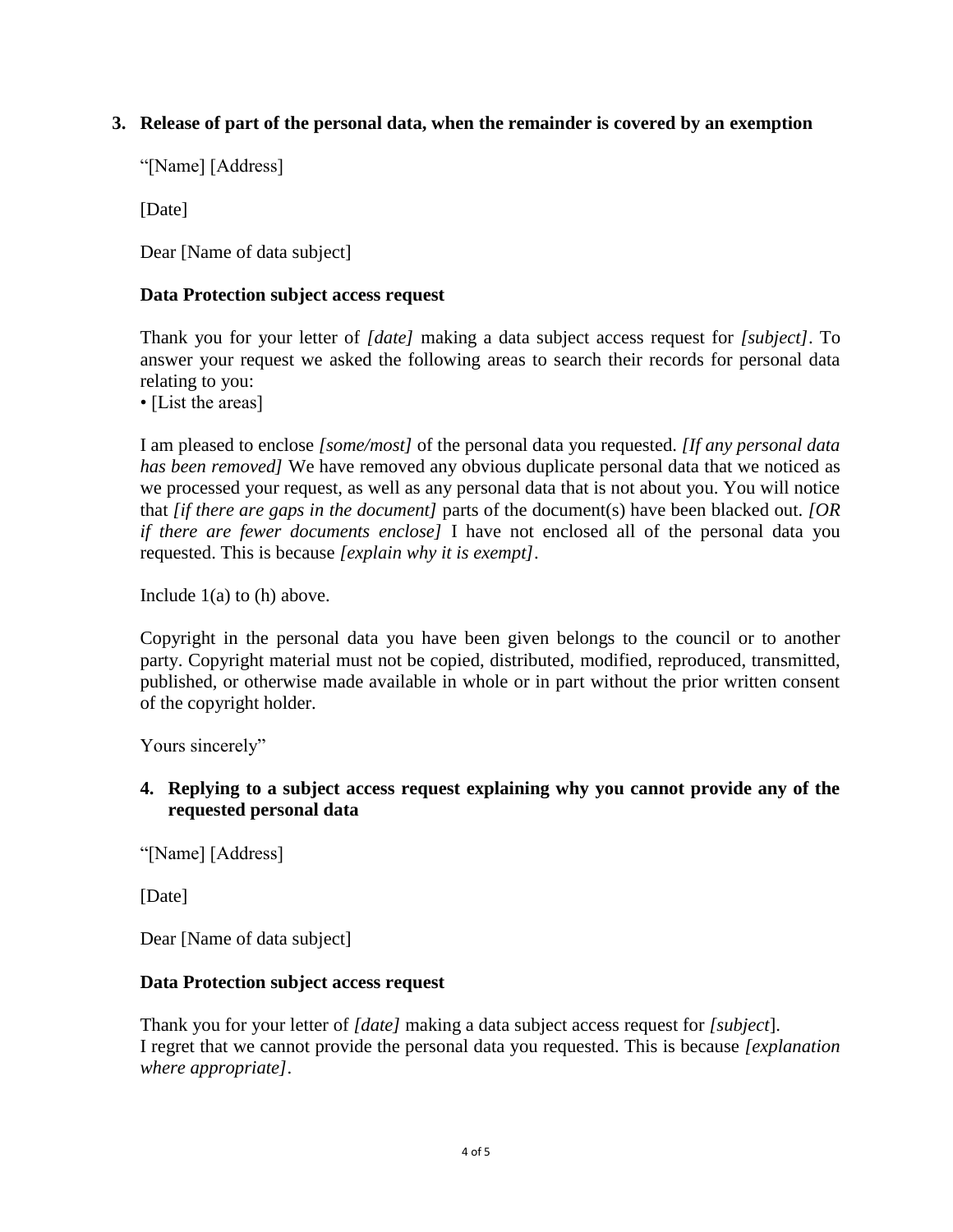### 3. Release of part of the personal data, when the remainder is covered by an exemption

"[Name] [Address]

[Date]

Dear [Name of data subject]

**Data Protection subject access request**

Thank you for your letter of *[date]* making a data subject access request for *[subject]*. To answer your request we asked the following areas to search their records for personal data relating to you:

• [List the areas]

I am pleased to enclose *[some/most]* of the personal data you requested. *[If any personal data has been removed]* We have removed any obvious duplicate personal data that we noticed as we processed your request, as well as any personal data that is not about you. You will notice that *[if there are gaps in the document]* parts of the document(s) have been blacked out. *[OR if there are fewer documents enclose]* I have not enclosed all of the personal data you requested. This is because *[explain why it is exempt]*.

Include 1(a) to (h) above.

Copyright in the personal data you have been given belongs to the council or to another party. Copyright material must not be copied, distributed, modified, reproduced, transmitted, published, or otherwise made available in whole or in part without the prior written consent of the copyright holder.

Yours sincerely"

### 4. Replying to a subject access request explaining why you cannot provide any of the requested personal data

"[Name] [Address]

[Date]

Dear [Name of data subject]

**Data Protection subject access request**

Thank you for your letter of *[date]* making a data subject access request for *[subject]*.
I regret that we cannot provide the personal data you requested. This is because *[explanation where appropriate]*.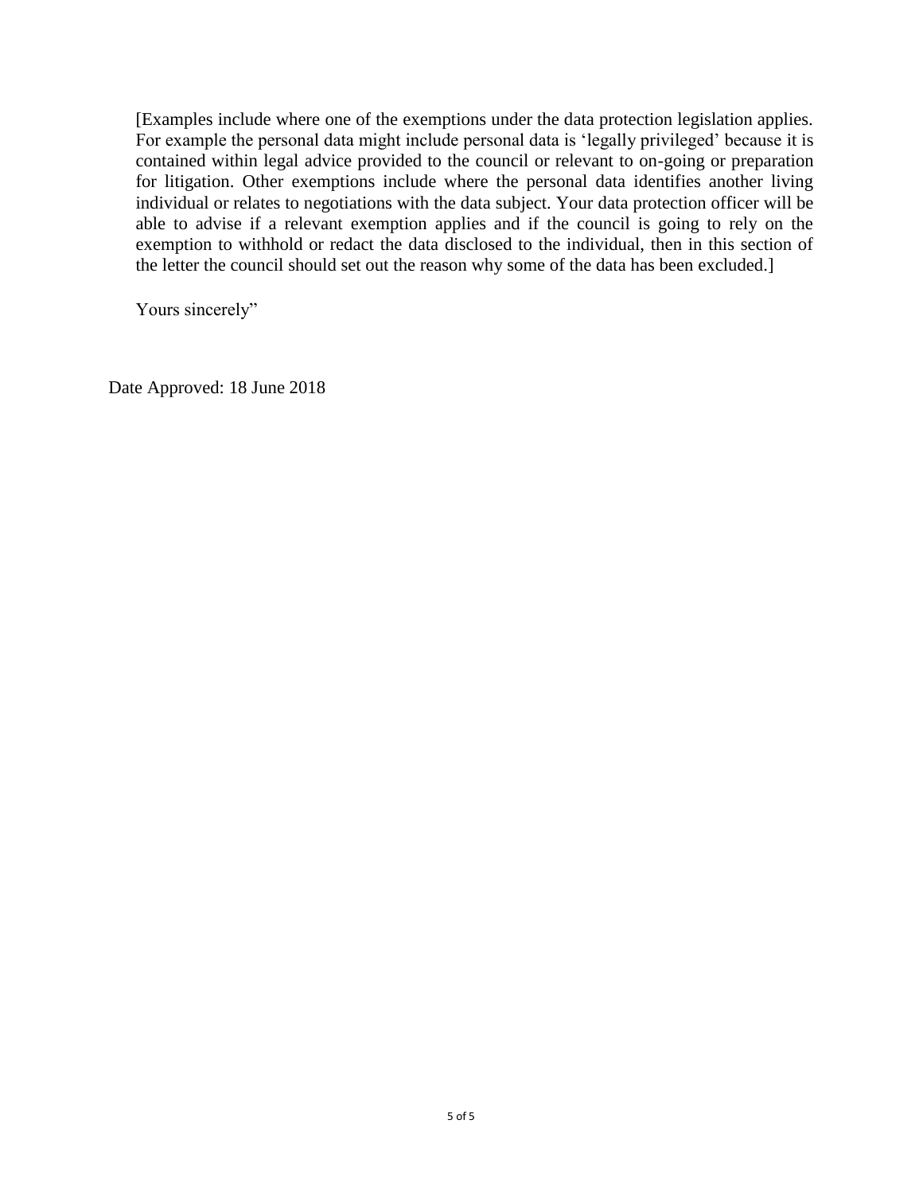[Examples include where one of the exemptions under the data protection legislation applies. For example the personal data might include personal data is 'legally privileged' because it is contained within legal advice provided to the council or relevant to on-going or preparation for litigation. Other exemptions include where the personal data identifies another living individual or relates to negotiations with the data subject. Your data protection officer will be able to advise if a relevant exemption applies and if the council is going to rely on the exemption to withhold or redact the data disclosed to the individual, then in this section of the letter the council should set out the reason why some of the data has been excluded.]

Yours sincerely"

Date Approved: 18 June 2018